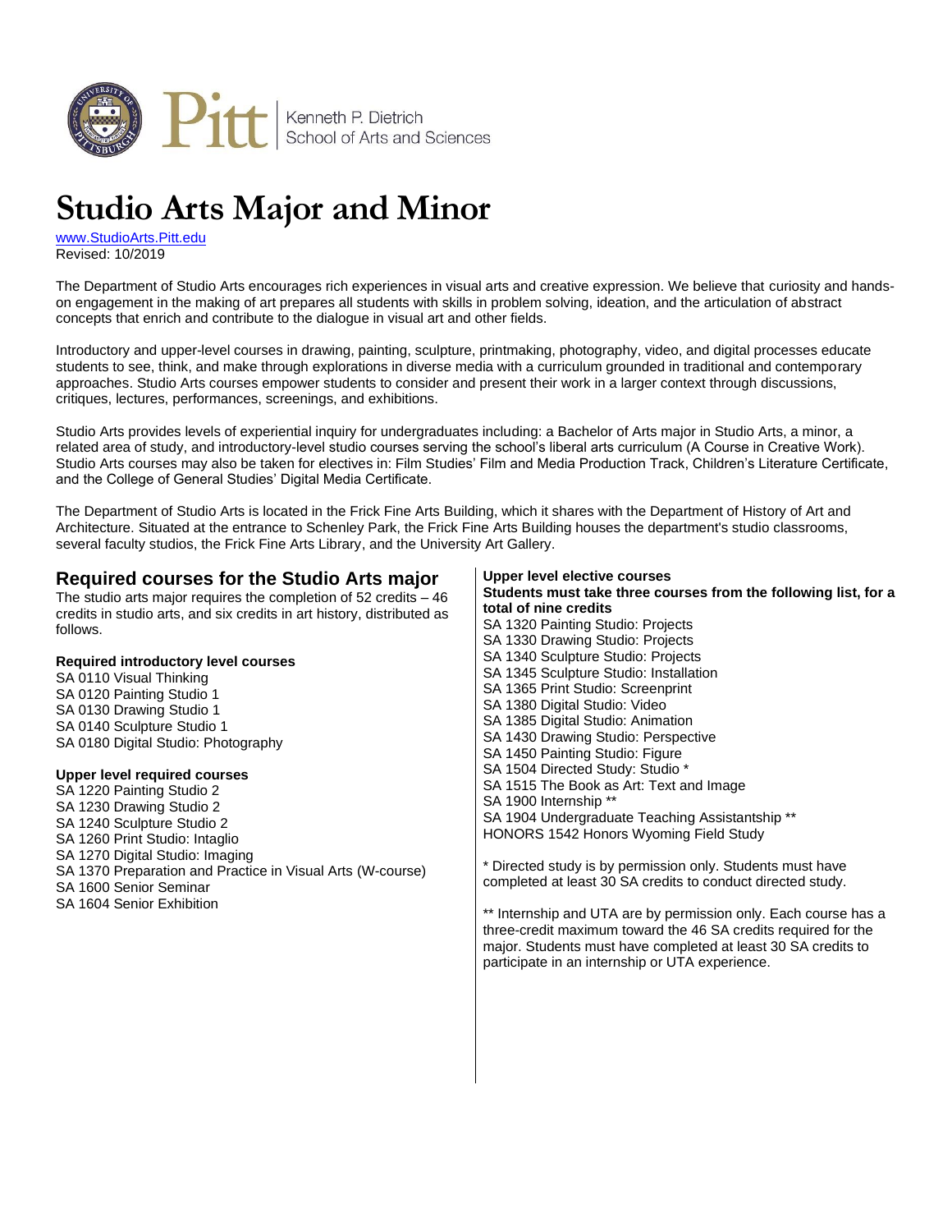Pitt | Kenneth P. Dietrich School of Arts and Sciences

# Studio Arts Major and Minor

www.StudioArts.Pitt.edu
Revised: 10/2019

The Department of Studio Arts encourages rich experiences in visual arts and creative expression. We believe that curiosity and hands-on engagement in the making of art prepares all students with skills in problem solving, ideation, and the articulation of abstract concepts that enrich and contribute to the dialogue in visual art and other fields.

Introductory and upper-level courses in drawing, painting, sculpture, printmaking, photography, video, and digital processes educate students to see, think, and make through explorations in diverse media with a curriculum grounded in traditional and contemporary approaches. Studio Arts courses empower students to consider and present their work in a larger context through discussions, critiques, lectures, performances, screenings, and exhibitions.

Studio Arts provides levels of experiential inquiry for undergraduates including: a Bachelor of Arts major in Studio Arts, a minor, a related area of study, and introductory-level studio courses serving the school's liberal arts curriculum (A Course in Creative Work). Studio Arts courses may also be taken for electives in: Film Studies' Film and Media Production Track, Children's Literature Certificate, and the College of General Studies' Digital Media Certificate.

The Department of Studio Arts is located in the Frick Fine Arts Building, which it shares with the Department of History of Art and Architecture. Situated at the entrance to Schenley Park, the Frick Fine Arts Building houses the department's studio classrooms, several faculty studios, the Frick Fine Arts Library, and the University Art Gallery.

## Required courses for the Studio Arts major

The studio arts major requires the completion of 52 credits – 46 credits in studio arts, and six credits in art history, distributed as follows.

**Required introductory level courses**

SA 0110 Visual Thinking
SA 0120 Painting Studio 1
SA 0130 Drawing Studio 1
SA 0140 Sculpture Studio 1
SA 0180 Digital Studio: Photography

**Upper level required courses**

SA 1220 Painting Studio 2
SA 1230 Drawing Studio 2
SA 1240 Sculpture Studio 2
SA 1260 Print Studio: Intaglio
SA 1270 Digital Studio: Imaging
SA 1370 Preparation and Practice in Visual Arts (W-course)
SA 1600 Senior Seminar
SA 1604 Senior Exhibition

**Upper level elective courses**

**Students must take three courses from the following list, for a total of nine credits**

SA 1320 Painting Studio: Projects
SA 1330 Drawing Studio: Projects
SA 1340 Sculpture Studio: Projects
SA 1345 Sculpture Studio: Installation
SA 1365 Print Studio: Screenprint
SA 1380 Digital Studio: Video
SA 1385 Digital Studio: Animation
SA 1430 Drawing Studio: Perspective
SA 1450 Painting Studio: Figure
SA 1504 Directed Study: Studio *
SA 1515 The Book as Art: Text and Image
SA 1900 Internship **
SA 1904 Undergraduate Teaching Assistantship **
HONORS 1542 Honors Wyoming Field Study

* Directed study is by permission only. Students must have completed at least 30 SA credits to conduct directed study.

** Internship and UTA are by permission only. Each course has a three-credit maximum toward the 46 SA credits required for the major. Students must have completed at least 30 SA credits to participate in an internship or UTA experience.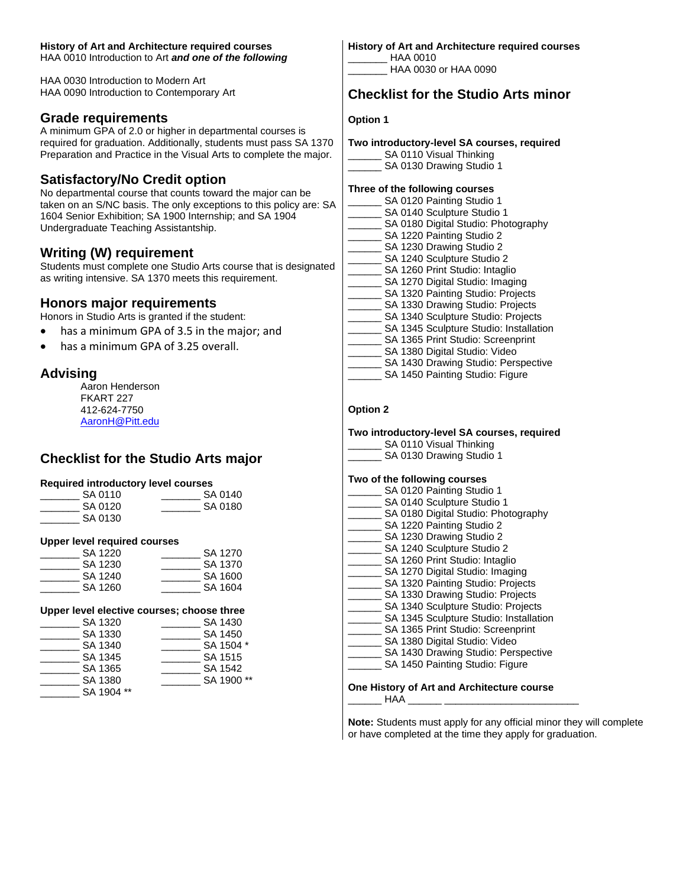**History of Art and Architecture required courses**
HAA 0010 Introduction to Art ***and one of the following***

HAA 0030 Introduction to Modern Art
HAA 0090 Introduction to Contemporary Art

## Grade requirements

A minimum GPA of 2.0 or higher in departmental courses is required for graduation. Additionally, students must pass SA 1370 Preparation and Practice in the Visual Arts to complete the major.

## Satisfactory/No Credit option

No departmental course that counts toward the major can be taken on an S/NC basis. The only exceptions to this policy are: SA 1604 Senior Exhibition; SA 1900 Internship; and SA 1904 Undergraduate Teaching Assistantship.

## Writing (W) requirement

Students must complete one Studio Arts course that is designated as writing intensive. SA 1370 meets this requirement.

## Honors major requirements

Honors in Studio Arts is granted if the student:

- has a minimum GPA of 3.5 in the major; and
- has a minimum GPA of 3.25 overall.

## Advising

Aaron Henderson
FKART 227
412-624-7750
AaronH@Pitt.edu

## Checklist for the Studio Arts major

**Required introductory level courses**

_______ SA 0110 _______ SA 0140
_______ SA 0120 _______ SA 0180
_______ SA 0130

**Upper level required courses**

_______ SA 1220 _______ SA 1270
_______ SA 1230 _______ SA 1370
_______ SA 1240 _______ SA 1600
_______ SA 1260 _______ SA 1604

**Upper level elective courses; choose three**

_______ SA 1320 _______ SA 1430
_______ SA 1330 _______ SA 1450
_______ SA 1340 _______ SA 1504 *
_______ SA 1345 _______ SA 1515
_______ SA 1365 _______ SA 1542
_______ SA 1380 _______ SA 1900 **
_______ SA 1904 **

**History of Art and Architecture required courses**

_______ HAA 0010
_______ HAA 0030 or HAA 0090

## Checklist for the Studio Arts minor

**Option 1**

**Two introductory-level SA courses, required**

______ SA 0110 Visual Thinking
______ SA 0130 Drawing Studio 1

**Three of the following courses**

______ SA 0120 Painting Studio 1
______ SA 0140 Sculpture Studio 1
______ SA 0180 Digital Studio: Photography
______ SA 1220 Painting Studio 2
______ SA 1230 Drawing Studio 2
______ SA 1240 Sculpture Studio 2
______ SA 1260 Print Studio: Intaglio
______ SA 1270 Digital Studio: Imaging
______ SA 1320 Painting Studio: Projects
______ SA 1330 Drawing Studio: Projects
______ SA 1340 Sculpture Studio: Projects
______ SA 1345 Sculpture Studio: Installation
______ SA 1365 Print Studio: Screenprint
______ SA 1380 Digital Studio: Video
______ SA 1430 Drawing Studio: Perspective
______ SA 1450 Painting Studio: Figure

**Option 2**

**Two introductory-level SA courses, required**

______ SA 0110 Visual Thinking
______ SA 0130 Drawing Studio 1

**Two of the following courses**

______ SA 0120 Painting Studio 1
______ SA 0140 Sculpture Studio 1
______ SA 0180 Digital Studio: Photography
______ SA 1220 Painting Studio 2
______ SA 1230 Drawing Studio 2
______ SA 1240 Sculpture Studio 2
______ SA 1260 Print Studio: Intaglio
______ SA 1270 Digital Studio: Imaging
______ SA 1320 Painting Studio: Projects
______ SA 1330 Drawing Studio: Projects
______ SA 1340 Sculpture Studio: Projects
______ SA 1345 Sculpture Studio: Installation
______ SA 1365 Print Studio: Screenprint
______ SA 1380 Digital Studio: Video
______ SA 1430 Drawing Studio: Perspective
______ SA 1450 Painting Studio: Figure

**One History of Art and Architecture course**

______ HAA ______ ________________________

**Note:** Students must apply for any official minor they will complete or have completed at the time they apply for graduation.